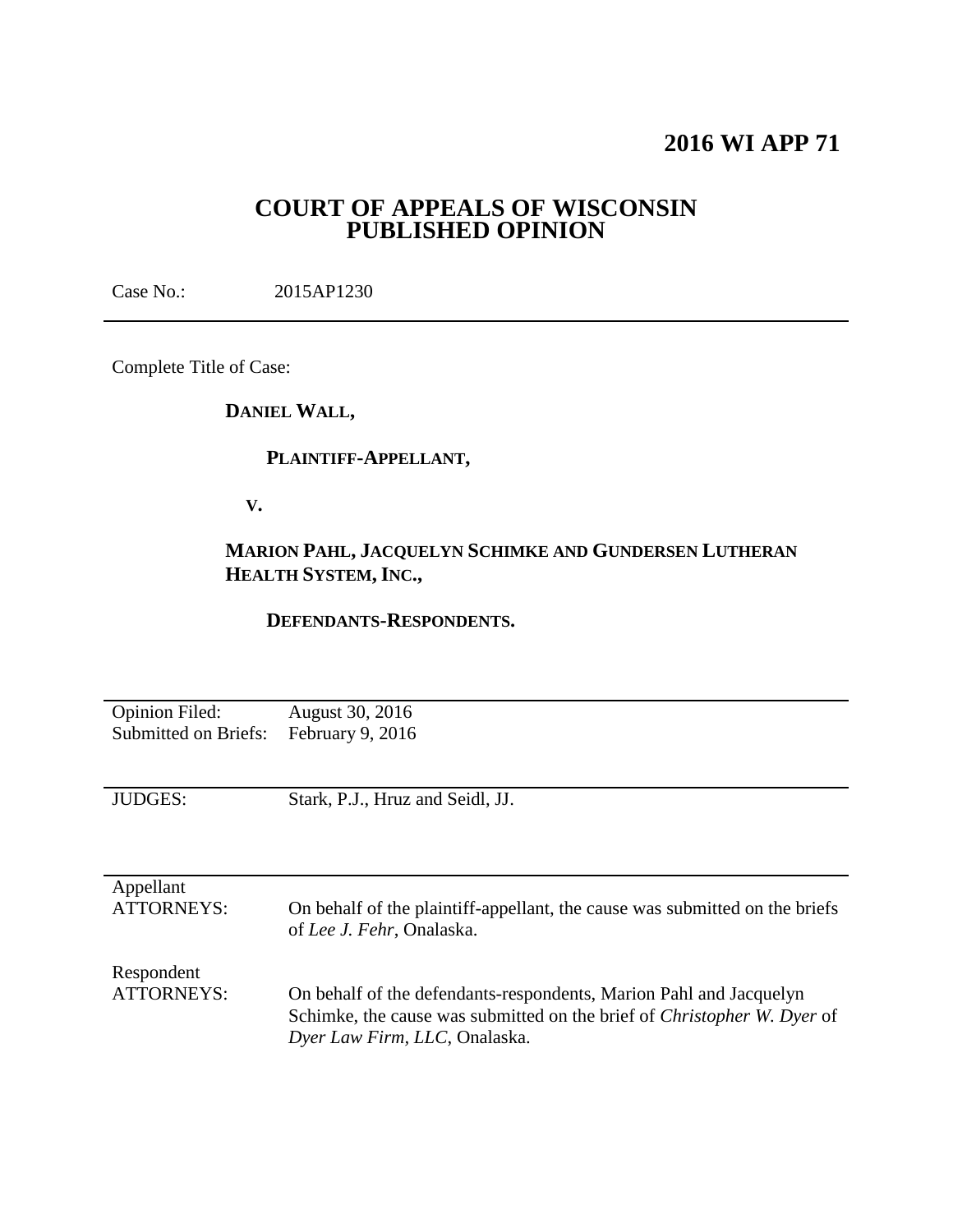# 2016 WI APP 71

## COURT OF APPEALS OF WISCONSIN
## PUBLISHED OPINION

Case No.: 2015AP1230

---

Complete Title of Case:

**DANIEL WALL,**

**PLAINTIFF-APPELLANT,**

**V.**

**MARION PAHL, JACQUELYN SCHIMKE AND GUNDERSEN LUTHERAN HEALTH SYSTEM, INC.,**

**DEFENDANTS-RESPONDENTS.**

---

| | |
|---|---|
| Opinion Filed: | August 30, 2016 |
| Submitted on Briefs: | February 9, 2016 |

---

JUDGES: Stark, P.J., Hruz and Seidl, JJ.

---

Appellant ATTORNEYS: On behalf of the plaintiff-appellant, the cause was submitted on the briefs of *Lee J. Fehr*, Onalaska.

Respondent ATTORNEYS: On behalf of the defendants-respondents, Marion Pahl and Jacquelyn Schimke, the cause was submitted on the brief of *Christopher W. Dyer* of *Dyer Law Firm, LLC*, Onalaska.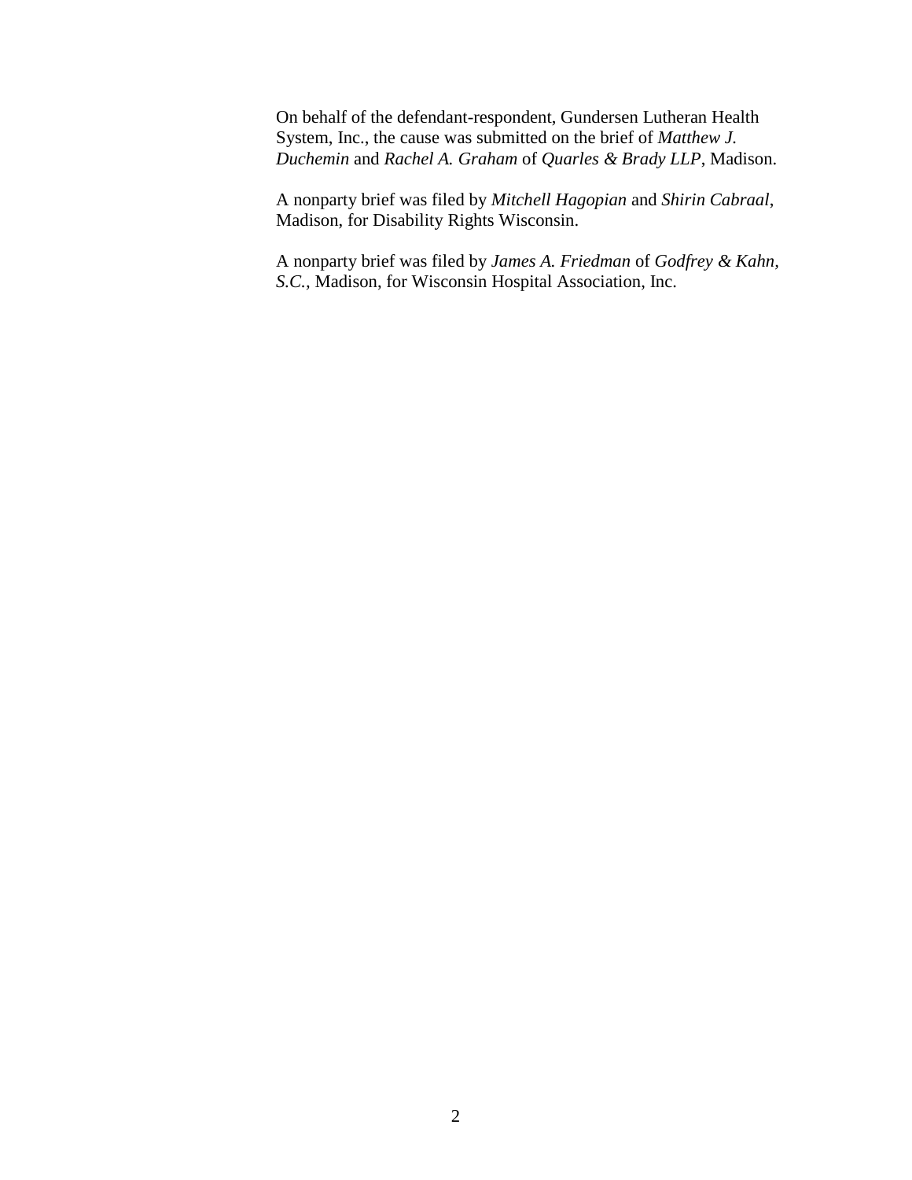On behalf of the defendant-respondent, Gundersen Lutheran Health System, Inc., the cause was submitted on the brief of *Matthew J. Duchemin* and *Rachel A. Graham* of *Quarles & Brady LLP*, Madison.

A nonparty brief was filed by *Mitchell Hagopian* and *Shirin Cabraal*, Madison, for Disability Rights Wisconsin.

A nonparty brief was filed by *James A. Friedman* of *Godfrey & Kahn, S.C.,* Madison, for Wisconsin Hospital Association, Inc.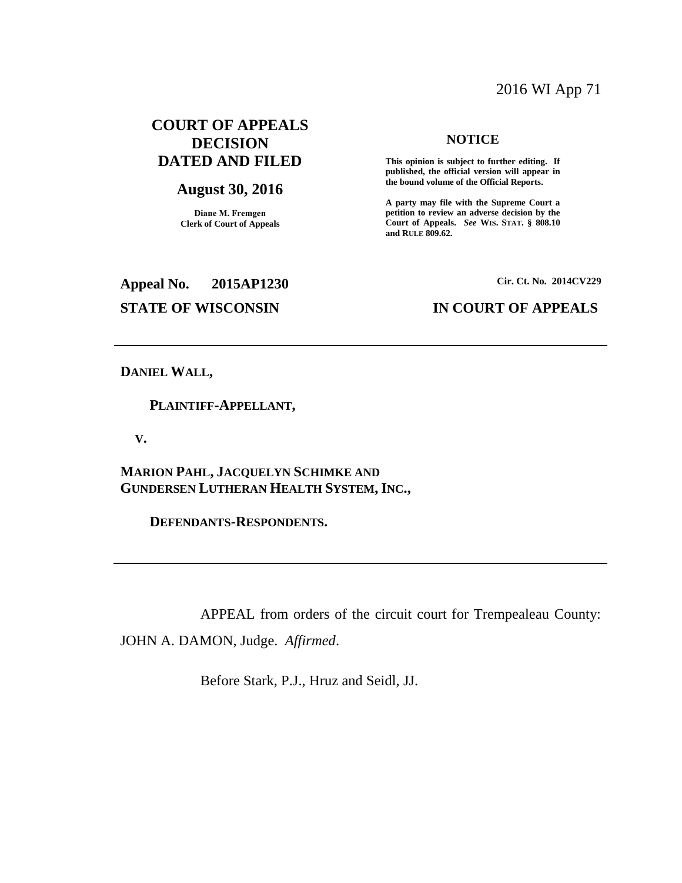2016 WI App 71

**COURT OF APPEALS DECISION DATED AND FILED**

**August 30, 2016**

**Diane M. Fremgen**
**Clerk of Court of Appeals**

**NOTICE**

**This opinion is subject to further editing. If published, the official version will appear in the bound volume of the Official Reports.**

**A party may file with the Supreme Court a petition to review an adverse decision by the Court of Appeals. *See* WIS. STAT. § 808.10 and RULE 809.62.**

**Appeal No. 2015AP1230**

**Cir. Ct. No. 2014CV229**

**STATE OF WISCONSIN**

**IN COURT OF APPEALS**

---

**DANIEL WALL,**

**PLAINTIFF-APPELLANT,**

**V.**

**MARION PAHL, JACQUELYN SCHIMKE AND GUNDERSEN LUTHERAN HEALTH SYSTEM, INC.,**

**DEFENDANTS-RESPONDENTS.**

---

APPEAL from orders of the circuit court for Trempealeau County: JOHN A. DAMON, Judge. *Affirmed*.

Before Stark, P.J., Hruz and Seidl, JJ.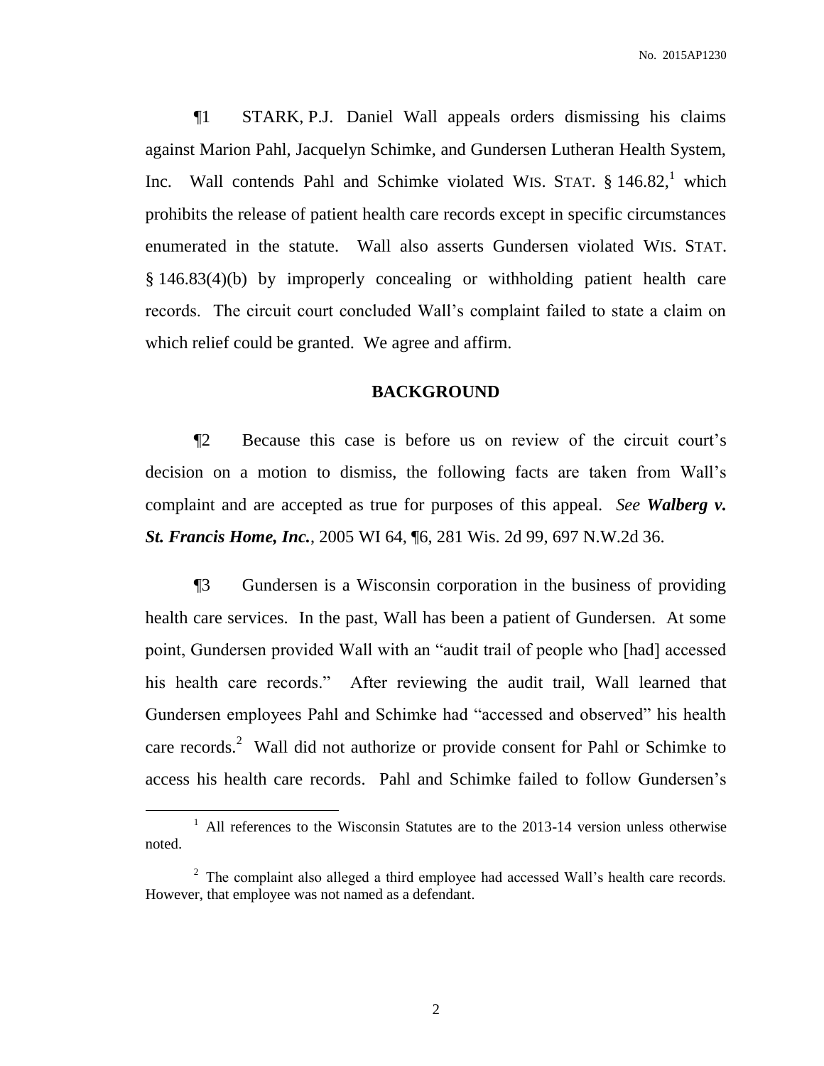¶1 STARK, P.J. Daniel Wall appeals orders dismissing his claims against Marion Pahl, Jacquelyn Schimke, and Gundersen Lutheran Health System, Inc. Wall contends Pahl and Schimke violated WIS. STAT. § 146.82,[1] which prohibits the release of patient health care records except in specific circumstances enumerated in the statute. Wall also asserts Gundersen violated WIS. STAT. § 146.83(4)(b) by improperly concealing or withholding patient health care records. The circuit court concluded Wall's complaint failed to state a claim on which relief could be granted. We agree and affirm.

## BACKGROUND

¶2 Because this case is before us on review of the circuit court's decision on a motion to dismiss, the following facts are taken from Wall's complaint and are accepted as true for purposes of this appeal. *See **Walberg v. St. Francis Home, Inc.***, 2005 WI 64, ¶6, 281 Wis. 2d 99, 697 N.W.2d 36.

¶3 Gundersen is a Wisconsin corporation in the business of providing health care services. In the past, Wall has been a patient of Gundersen. At some point, Gundersen provided Wall with an "audit trail of people who [had] accessed his health care records." After reviewing the audit trail, Wall learned that Gundersen employees Pahl and Schimke had "accessed and observed" his health care records.[2] Wall did not authorize or provide consent for Pahl or Schimke to access his health care records. Pahl and Schimke failed to follow Gundersen's

---

[1] All references to the Wisconsin Statutes are to the 2013-14 version unless otherwise noted.

[2] The complaint also alleged a third employee had accessed Wall's health care records. However, that employee was not named as a defendant.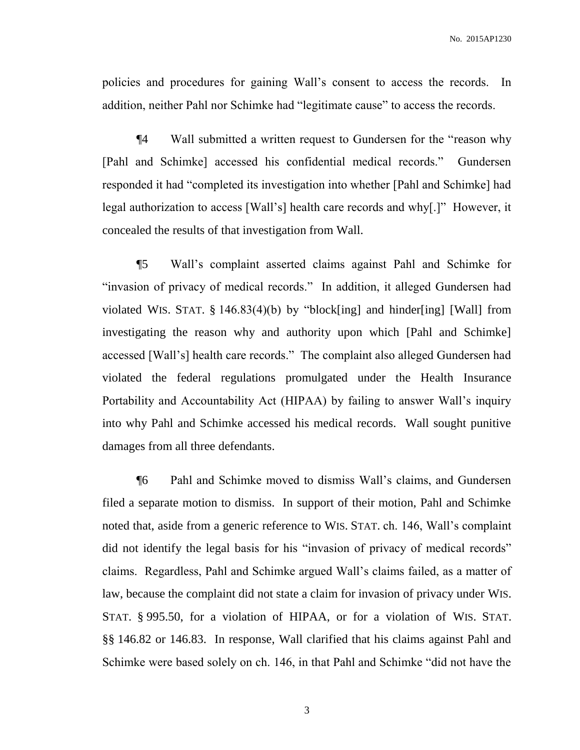policies and procedures for gaining Wall's consent to access the records. In addition, neither Pahl nor Schimke had "legitimate cause" to access the records.

¶4 Wall submitted a written request to Gundersen for the "reason why [Pahl and Schimke] accessed his confidential medical records." Gundersen responded it had "completed its investigation into whether [Pahl and Schimke] had legal authorization to access [Wall's] health care records and why[.]" However, it concealed the results of that investigation from Wall.

¶5 Wall's complaint asserted claims against Pahl and Schimke for "invasion of privacy of medical records." In addition, it alleged Gundersen had violated WIS. STAT. § 146.83(4)(b) by "block[ing] and hinder[ing] [Wall] from investigating the reason why and authority upon which [Pahl and Schimke] accessed [Wall's] health care records." The complaint also alleged Gundersen had violated the federal regulations promulgated under the Health Insurance Portability and Accountability Act (HIPAA) by failing to answer Wall's inquiry into why Pahl and Schimke accessed his medical records. Wall sought punitive damages from all three defendants.

¶6 Pahl and Schimke moved to dismiss Wall's claims, and Gundersen filed a separate motion to dismiss. In support of their motion, Pahl and Schimke noted that, aside from a generic reference to WIS. STAT. ch. 146, Wall's complaint did not identify the legal basis for his "invasion of privacy of medical records" claims. Regardless, Pahl and Schimke argued Wall's claims failed, as a matter of law, because the complaint did not state a claim for invasion of privacy under WIS. STAT. § 995.50, for a violation of HIPAA, or for a violation of WIS. STAT. §§ 146.82 or 146.83. In response, Wall clarified that his claims against Pahl and Schimke were based solely on ch. 146, in that Pahl and Schimke "did not have the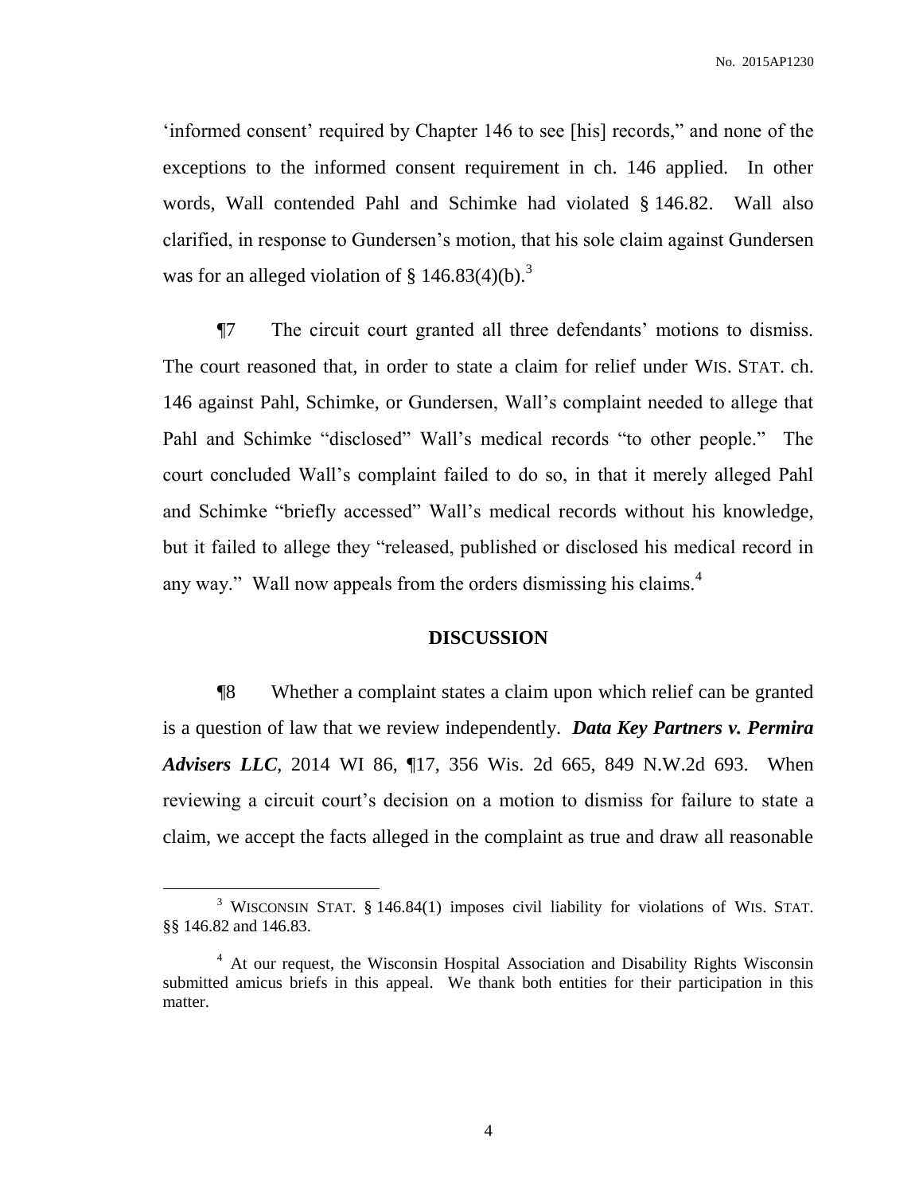'informed consent' required by Chapter 146 to see [his] records," and none of the exceptions to the informed consent requirement in ch. 146 applied. In other words, Wall contended Pahl and Schimke had violated § 146.82. Wall also clarified, in response to Gundersen's motion, that his sole claim against Gundersen was for an alleged violation of § 146.83(4)(b).[3]

¶7 The circuit court granted all three defendants' motions to dismiss. The court reasoned that, in order to state a claim for relief under WIS. STAT. ch. 146 against Pahl, Schimke, or Gundersen, Wall's complaint needed to allege that Pahl and Schimke "disclosed" Wall's medical records "to other people." The court concluded Wall's complaint failed to do so, in that it merely alleged Pahl and Schimke "briefly accessed" Wall's medical records without his knowledge, but it failed to allege they "released, published or disclosed his medical record in any way." Wall now appeals from the orders dismissing his claims.[4]

## DISCUSSION

¶8 Whether a complaint states a claim upon which relief can be granted is a question of law that we review independently. ***Data Key Partners v. Permira Advisers LLC***, 2014 WI 86, ¶17, 356 Wis. 2d 665, 849 N.W.2d 693. When reviewing a circuit court's decision on a motion to dismiss for failure to state a claim, we accept the facts alleged in the complaint as true and draw all reasonable

---

[3] WISCONSIN STAT. § 146.84(1) imposes civil liability for violations of WIS. STAT. §§ 146.82 and 146.83.

[4] At our request, the Wisconsin Hospital Association and Disability Rights Wisconsin submitted amicus briefs in this appeal. We thank both entities for their participation in this matter.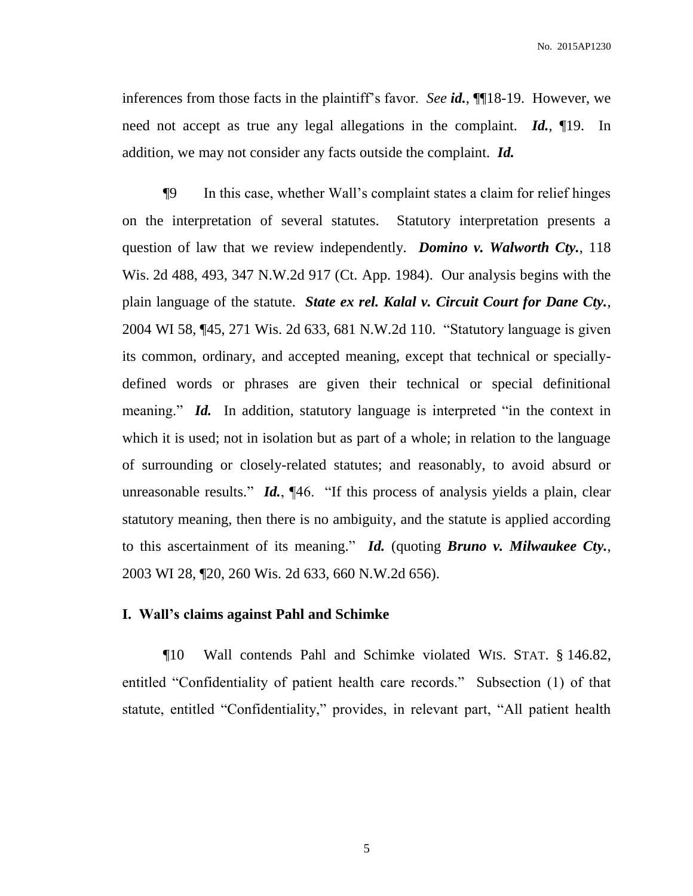inferences from those facts in the plaintiff's favor. *See* ***id.***, ¶¶18-19. However, we need not accept as true any legal allegations in the complaint. ***Id.***, ¶19. In addition, we may not consider any facts outside the complaint. ***Id.***

¶9 In this case, whether Wall's complaint states a claim for relief hinges on the interpretation of several statutes. Statutory interpretation presents a question of law that we review independently. ***Domino v. Walworth Cty.***, 118 Wis. 2d 488, 493, 347 N.W.2d 917 (Ct. App. 1984). Our analysis begins with the plain language of the statute. ***State ex rel. Kalal v. Circuit Court for Dane Cty.***, 2004 WI 58, ¶45, 271 Wis. 2d 633, 681 N.W.2d 110. "Statutory language is given its common, ordinary, and accepted meaning, except that technical or specially-defined words or phrases are given their technical or special definitional meaning." ***Id.*** In addition, statutory language is interpreted "in the context in which it is used; not in isolation but as part of a whole; in relation to the language of surrounding or closely-related statutes; and reasonably, to avoid absurd or unreasonable results." ***Id.***, ¶46. "If this process of analysis yields a plain, clear statutory meaning, then there is no ambiguity, and the statute is applied according to this ascertainment of its meaning." ***Id.*** (quoting ***Bruno v. Milwaukee Cty.***, 2003 WI 28, ¶20, 260 Wis. 2d 633, 660 N.W.2d 656).

## I. Wall's claims against Pahl and Schimke

¶10 Wall contends Pahl and Schimke violated WIS. STAT. § 146.82, entitled "Confidentiality of patient health care records." Subsection (1) of that statute, entitled "Confidentiality," provides, in relevant part, "All patient health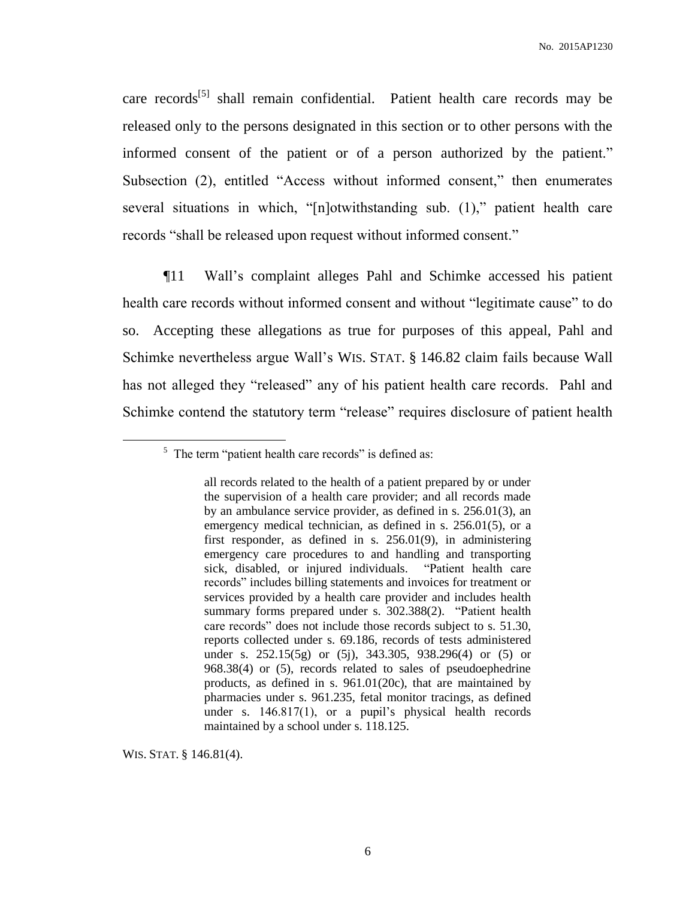care records[5] shall remain confidential. Patient health care records may be released only to the persons designated in this section or to other persons with the informed consent of the patient or of a person authorized by the patient." Subsection (2), entitled "Access without informed consent," then enumerates several situations in which, "[n]otwithstanding sub. (1)," patient health care records "shall be released upon request without informed consent."

¶11 Wall's complaint alleges Pahl and Schimke accessed his patient health care records without informed consent and without "legitimate cause" to do so. Accepting these allegations as true for purposes of this appeal, Pahl and Schimke nevertheless argue Wall's WIS. STAT. § 146.82 claim fails because Wall has not alleged they "released" any of his patient health care records. Pahl and Schimke contend the statutory term "release" requires disclosure of patient health

---

[5] The term "patient health care records" is defined as:

> all records related to the health of a patient prepared by or under the supervision of a health care provider; and all records made by an ambulance service provider, as defined in s. 256.01(3), an emergency medical technician, as defined in s. 256.01(5), or a first responder, as defined in s. 256.01(9), in administering emergency care procedures to and handling and transporting sick, disabled, or injured individuals. "Patient health care records" includes billing statements and invoices for treatment or services provided by a health care provider and includes health summary forms prepared under s. 302.388(2). "Patient health care records" does not include those records subject to s. 51.30, reports collected under s. 69.186, records of tests administered under s. 252.15(5g) or (5j), 343.305, 938.296(4) or (5) or 968.38(4) or (5), records related to sales of pseudoephedrine products, as defined in s. 961.01(20c), that are maintained by pharmacies under s. 961.235, fetal monitor tracings, as defined under s. 146.817(1), or a pupil's physical health records maintained by a school under s. 118.125.

WIS. STAT. § 146.81(4).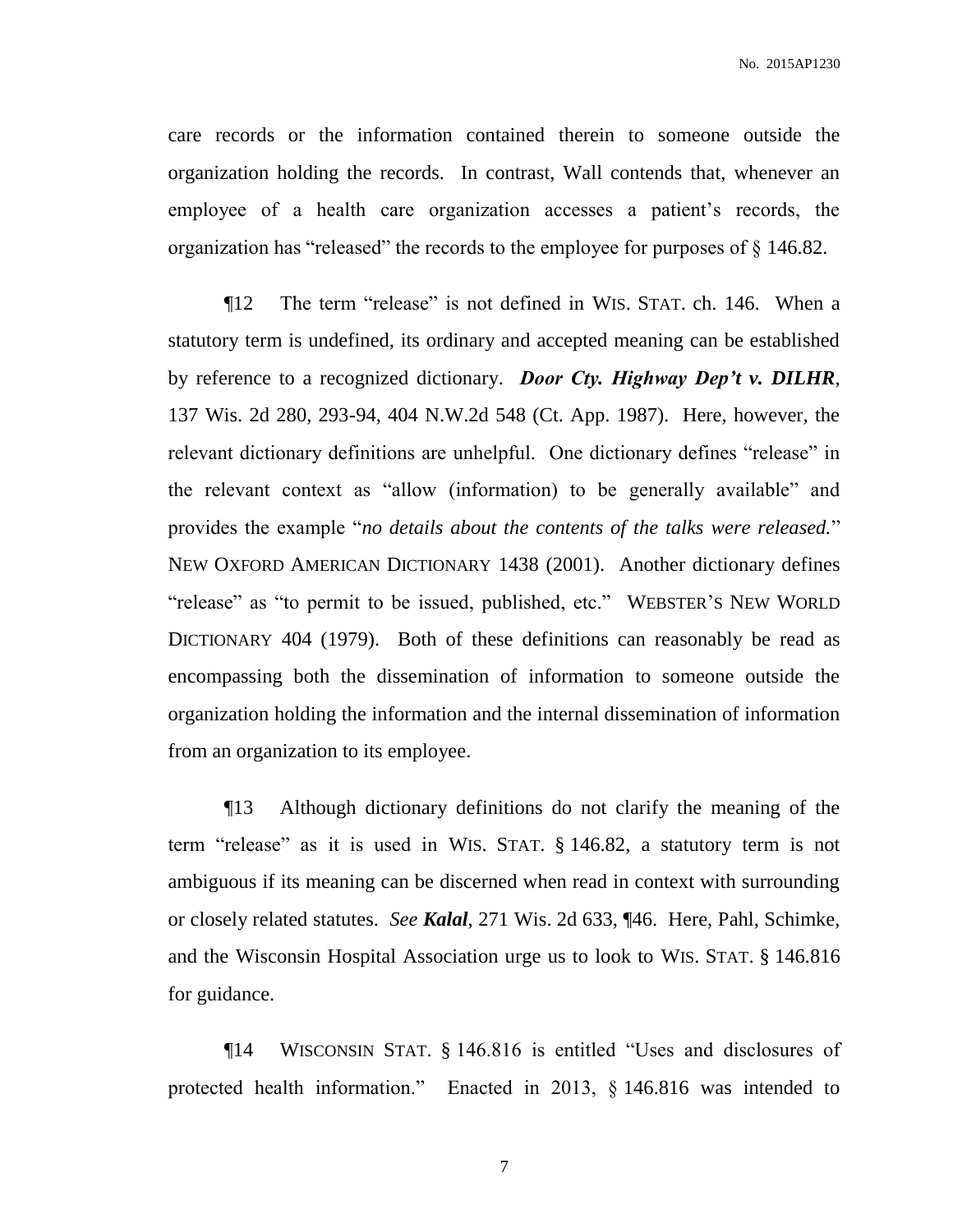care records or the information contained therein to someone outside the organization holding the records. In contrast, Wall contends that, whenever an employee of a health care organization accesses a patient's records, the organization has "released" the records to the employee for purposes of § 146.82.

¶12 The term "release" is not defined in WIS. STAT. ch. 146. When a statutory term is undefined, its ordinary and accepted meaning can be established by reference to a recognized dictionary. ***Door Cty. Highway Dep't v. DILHR***, 137 Wis. 2d 280, 293-94, 404 N.W.2d 548 (Ct. App. 1987). Here, however, the relevant dictionary definitions are unhelpful. One dictionary defines "release" in the relevant context as "allow (information) to be generally available" and provides the example "*no details about the contents of the talks were released.*" NEW OXFORD AMERICAN DICTIONARY 1438 (2001). Another dictionary defines "release" as "to permit to be issued, published, etc." WEBSTER'S NEW WORLD DICTIONARY 404 (1979). Both of these definitions can reasonably be read as encompassing both the dissemination of information to someone outside the organization holding the information and the internal dissemination of information from an organization to its employee.

¶13 Although dictionary definitions do not clarify the meaning of the term "release" as it is used in WIS. STAT. § 146.82, a statutory term is not ambiguous if its meaning can be discerned when read in context with surrounding or closely related statutes. *See* ***Kalal***, 271 Wis. 2d 633, ¶46. Here, Pahl, Schimke, and the Wisconsin Hospital Association urge us to look to WIS. STAT. § 146.816 for guidance.

¶14 WISCONSIN STAT. § 146.816 is entitled "Uses and disclosures of protected health information." Enacted in 2013, § 146.816 was intended to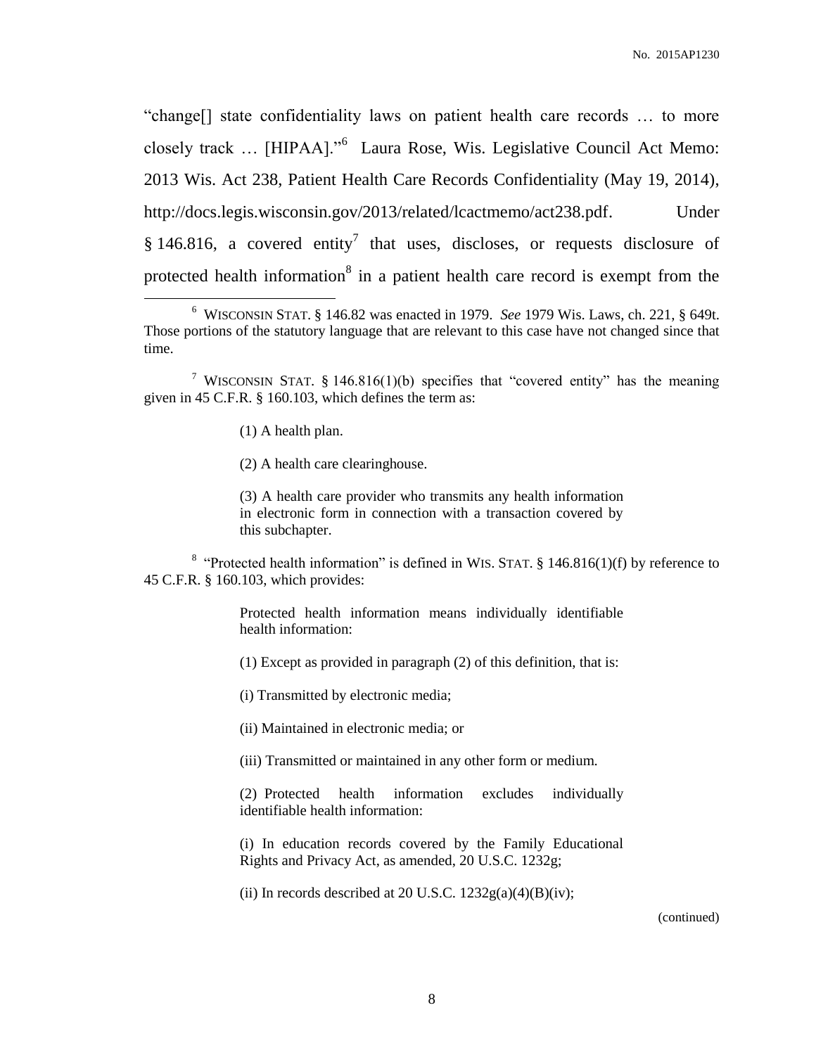"change[] state confidentiality laws on patient health care records … to more closely track … [HIPAA]."[6] Laura Rose, Wis. Legislative Council Act Memo: 2013 Wis. Act 238, Patient Health Care Records Confidentiality (May 19, 2014), http://docs.legis.wisconsin.gov/2013/related/lcactmemo/act238.pdf. Under § 146.816, a covered entity[7] that uses, discloses, or requests disclosure of protected health information[8] in a patient health care record is exempt from the

---

[6] WISCONSIN STAT. § 146.82 was enacted in 1979. *See* 1979 Wis. Laws, ch. 221, § 649t. Those portions of the statutory language that are relevant to this case have not changed since that time.

[7] WISCONSIN STAT. § 146.816(1)(b) specifies that "covered entity" has the meaning given in 45 C.F.R. § 160.103, which defines the term as:

> (1) A health plan.
>
> (2) A health care clearinghouse.
>
> (3) A health care provider who transmits any health information in electronic form in connection with a transaction covered by this subchapter.

[8] "Protected health information" is defined in WIS. STAT. § 146.816(1)(f) by reference to 45 C.F.R. § 160.103, which provides:

> Protected health information means individually identifiable health information:
>
> (1) Except as provided in paragraph (2) of this definition, that is:
>
> (i) Transmitted by electronic media;
>
> (ii) Maintained in electronic media; or
>
> (iii) Transmitted or maintained in any other form or medium.
>
> (2) Protected health information excludes individually identifiable health information:
>
> (i) In education records covered by the Family Educational Rights and Privacy Act, as amended, 20 U.S.C. 1232g;
>
> (ii) In records described at 20 U.S.C. 1232g(a)(4)(B)(iv);

(continued)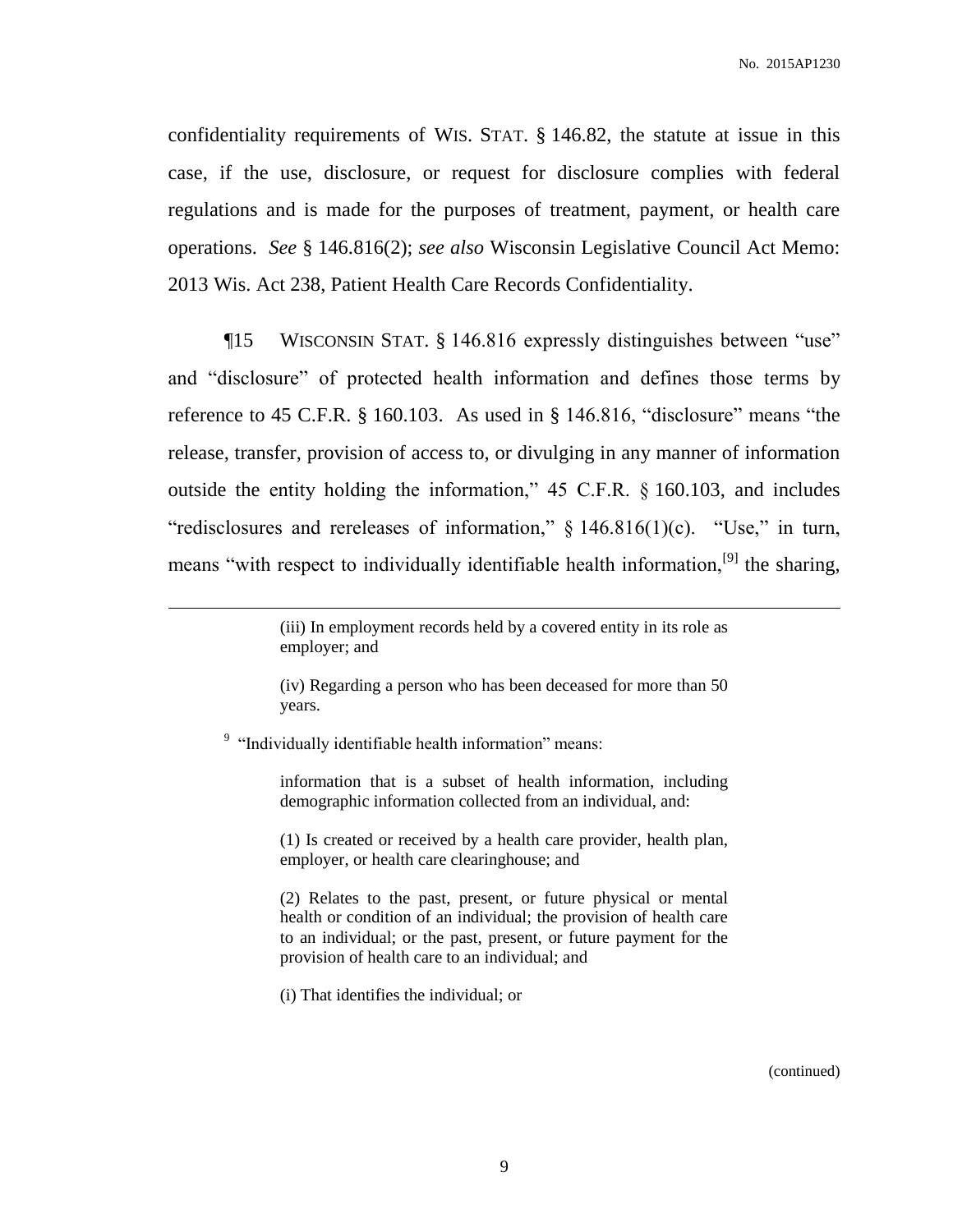confidentiality requirements of WIS. STAT. § 146.82, the statute at issue in this case, if the use, disclosure, or request for disclosure complies with federal regulations and is made for the purposes of treatment, payment, or health care operations. *See* § 146.816(2); *see also* Wisconsin Legislative Council Act Memo: 2013 Wis. Act 238, Patient Health Care Records Confidentiality.

¶15 WISCONSIN STAT. § 146.816 expressly distinguishes between "use" and "disclosure" of protected health information and defines those terms by reference to 45 C.F.R. § 160.103. As used in § 146.816, "disclosure" means "the release, transfer, provision of access to, or divulging in any manner of information outside the entity holding the information," 45 C.F.R. § 160.103, and includes "redisclosures and rereleases of information," § 146.816(1)(c). "Use," in turn, means "with respect to individually identifiable health information,[9] the sharing,

---

> (iii) In employment records held by a covered entity in its role as employer; and
>
> (iv) Regarding a person who has been deceased for more than 50 years.

[9] "Individually identifiable health information" means:

> information that is a subset of health information, including demographic information collected from an individual, and:
>
> (1) Is created or received by a health care provider, health plan, employer, or health care clearinghouse; and
>
> (2) Relates to the past, present, or future physical or mental health or condition of an individual; the provision of health care to an individual; or the past, present, or future payment for the provision of health care to an individual; and
>
> (i) That identifies the individual; or

(continued)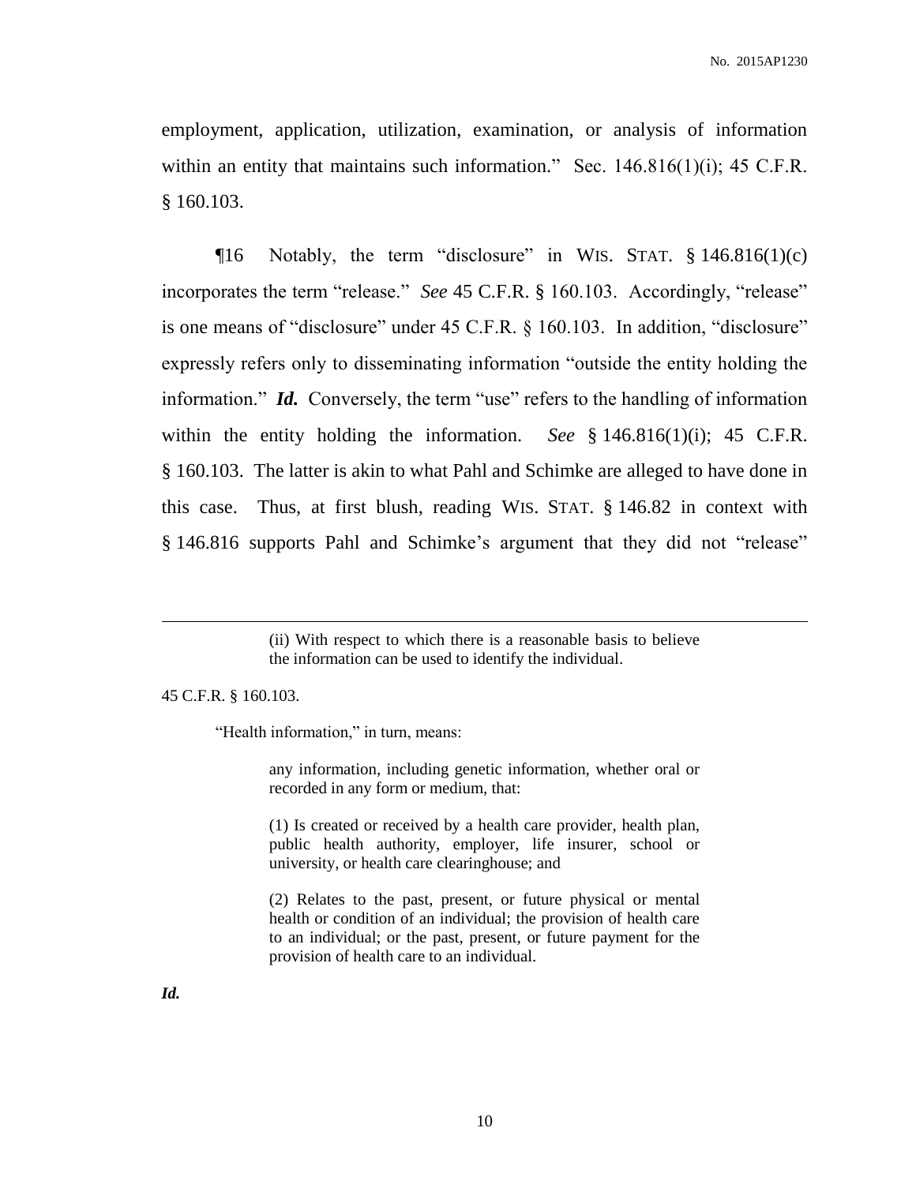employment, application, utilization, examination, or analysis of information within an entity that maintains such information." Sec. 146.816(1)(i); 45 C.F.R. § 160.103.

¶16 Notably, the term "disclosure" in WIS. STAT. § 146.816(1)(c) incorporates the term "release." *See* 45 C.F.R. § 160.103. Accordingly, "release" is one means of "disclosure" under 45 C.F.R. § 160.103. In addition, "disclosure" expressly refers only to disseminating information "outside the entity holding the information." ***Id.*** Conversely, the term "use" refers to the handling of information within the entity holding the information. *See* § 146.816(1)(i); 45 C.F.R. § 160.103. The latter is akin to what Pahl and Schimke are alleged to have done in this case. Thus, at first blush, reading WIS. STAT. § 146.82 in context with § 146.816 supports Pahl and Schimke's argument that they did not "release"

---

> (ii) With respect to which there is a reasonable basis to believe the information can be used to identify the individual.

45 C.F.R. § 160.103.

"Health information," in turn, means:

> any information, including genetic information, whether oral or recorded in any form or medium, that:
>
> (1) Is created or received by a health care provider, health plan, public health authority, employer, life insurer, school or university, or health care clearinghouse; and
>
> (2) Relates to the past, present, or future physical or mental health or condition of an individual; the provision of health care to an individual; or the past, present, or future payment for the provision of health care to an individual.

***Id.***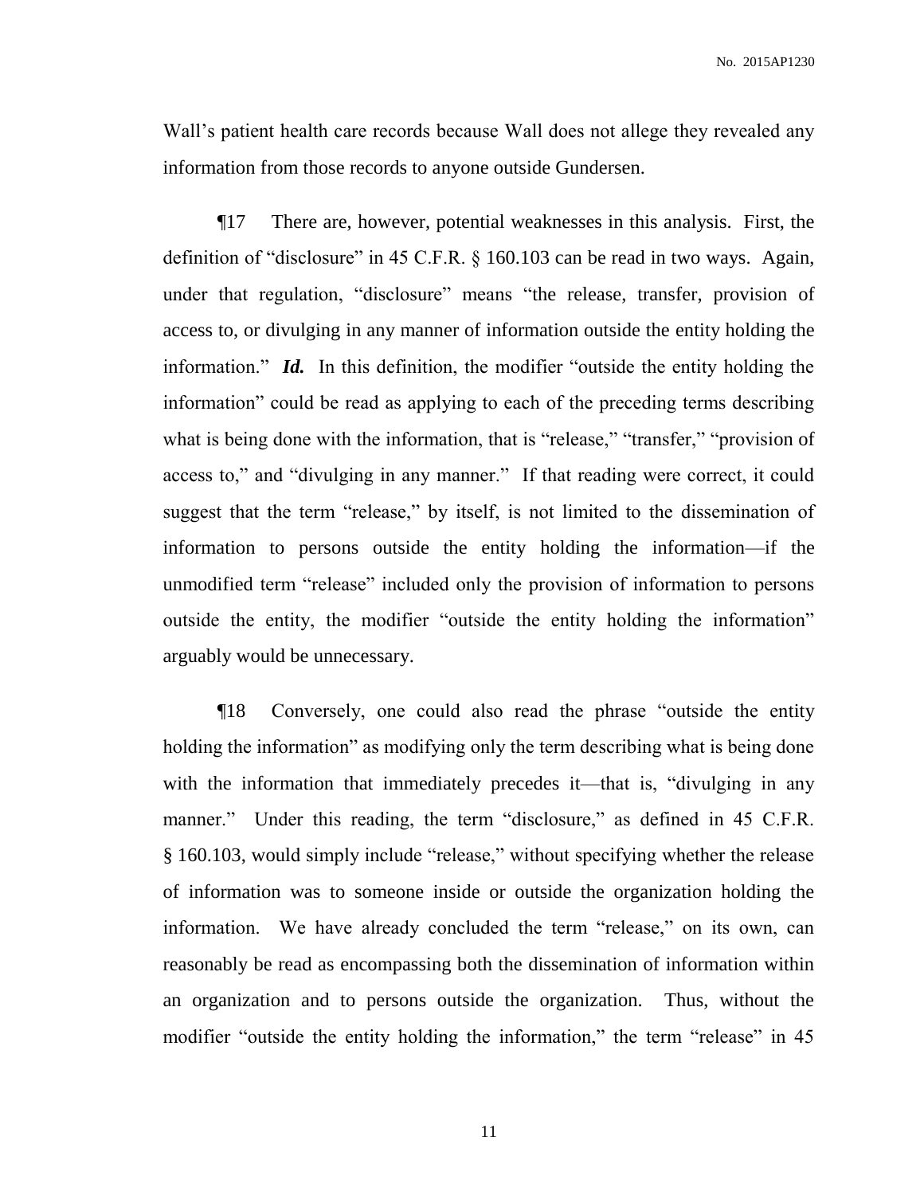Wall's patient health care records because Wall does not allege they revealed any information from those records to anyone outside Gundersen.

¶17 There are, however, potential weaknesses in this analysis. First, the definition of "disclosure" in 45 C.F.R. § 160.103 can be read in two ways. Again, under that regulation, "disclosure" means "the release, transfer, provision of access to, or divulging in any manner of information outside the entity holding the information." ***Id.*** In this definition, the modifier "outside the entity holding the information" could be read as applying to each of the preceding terms describing what is being done with the information, that is "release," "transfer," "provision of access to," and "divulging in any manner." If that reading were correct, it could suggest that the term "release," by itself, is not limited to the dissemination of information to persons outside the entity holding the information—if the unmodified term "release" included only the provision of information to persons outside the entity, the modifier "outside the entity holding the information" arguably would be unnecessary.

¶18 Conversely, one could also read the phrase "outside the entity holding the information" as modifying only the term describing what is being done with the information that immediately precedes it—that is, "divulging in any manner." Under this reading, the term "disclosure," as defined in 45 C.F.R. § 160.103, would simply include "release," without specifying whether the release of information was to someone inside or outside the organization holding the information. We have already concluded the term "release," on its own, can reasonably be read as encompassing both the dissemination of information within an organization and to persons outside the organization. Thus, without the modifier "outside the entity holding the information," the term "release" in 45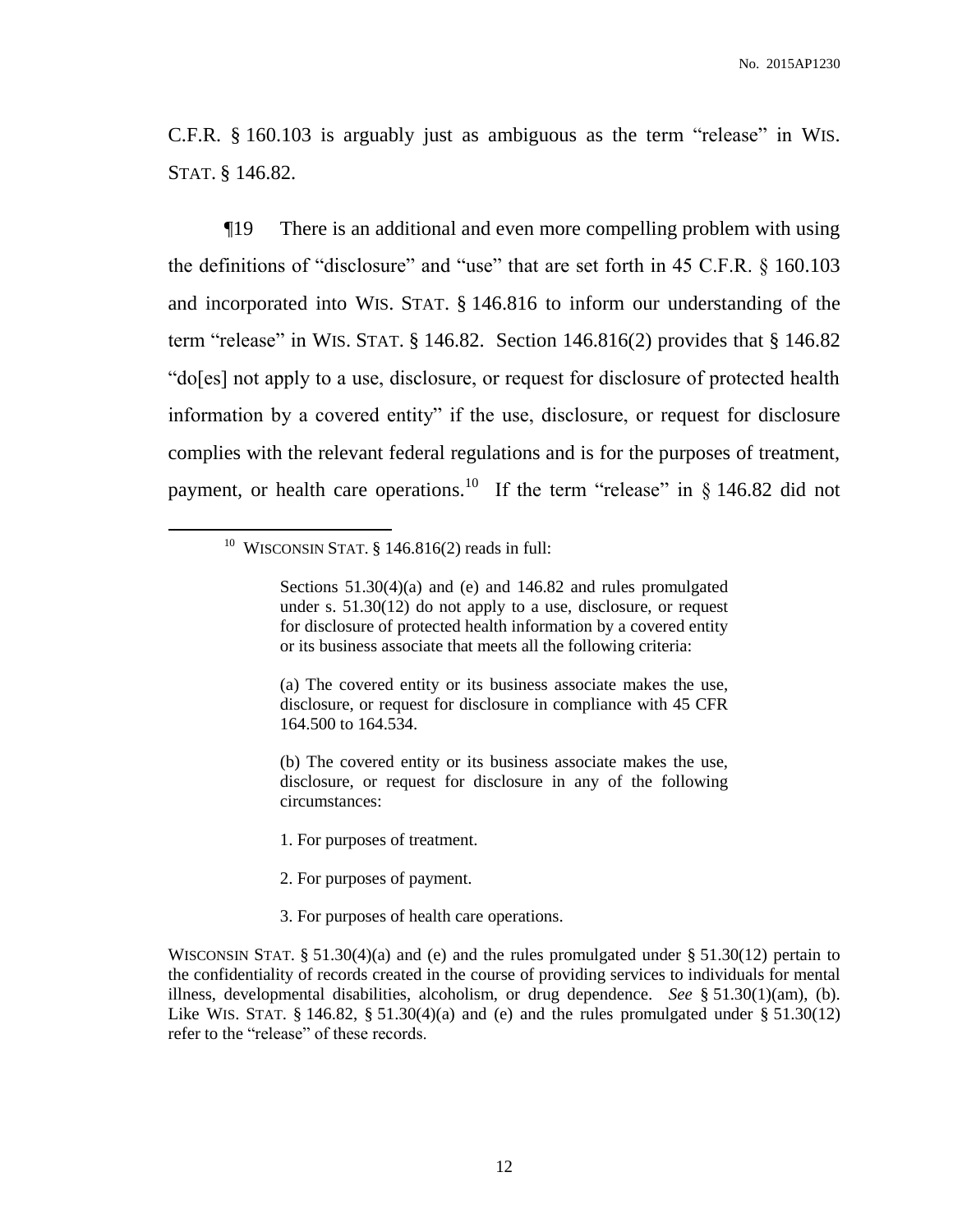C.F.R. § 160.103 is arguably just as ambiguous as the term "release" in WIS. STAT. § 146.82.

¶19 There is an additional and even more compelling problem with using the definitions of "disclosure" and "use" that are set forth in 45 C.F.R. § 160.103 and incorporated into WIS. STAT. § 146.816 to inform our understanding of the term "release" in WIS. STAT. § 146.82. Section 146.816(2) provides that § 146.82 "do[es] not apply to a use, disclosure, or request for disclosure of protected health information by a covered entity" if the use, disclosure, or request for disclosure complies with the relevant federal regulations and is for the purposes of treatment, payment, or health care operations.[10] If the term "release" in § 146.82 did not

---

[10] WISCONSIN STAT. § 146.816(2) reads in full:

> Sections 51.30(4)(a) and (e) and 146.82 and rules promulgated under s. 51.30(12) do not apply to a use, disclosure, or request for disclosure of protected health information by a covered entity or its business associate that meets all the following criteria:
>
> (a) The covered entity or its business associate makes the use, disclosure, or request for disclosure in compliance with 45 CFR 164.500 to 164.534.
>
> (b) The covered entity or its business associate makes the use, disclosure, or request for disclosure in any of the following circumstances:
>
> 1. For purposes of treatment.
>
> 2. For purposes of payment.
>
> 3. For purposes of health care operations.

WISCONSIN STAT. § 51.30(4)(a) and (e) and the rules promulgated under § 51.30(12) pertain to the confidentiality of records created in the course of providing services to individuals for mental illness, developmental disabilities, alcoholism, or drug dependence. *See* § 51.30(1)(am), (b). Like WIS. STAT. § 146.82, § 51.30(4)(a) and (e) and the rules promulgated under § 51.30(12) refer to the "release" of these records.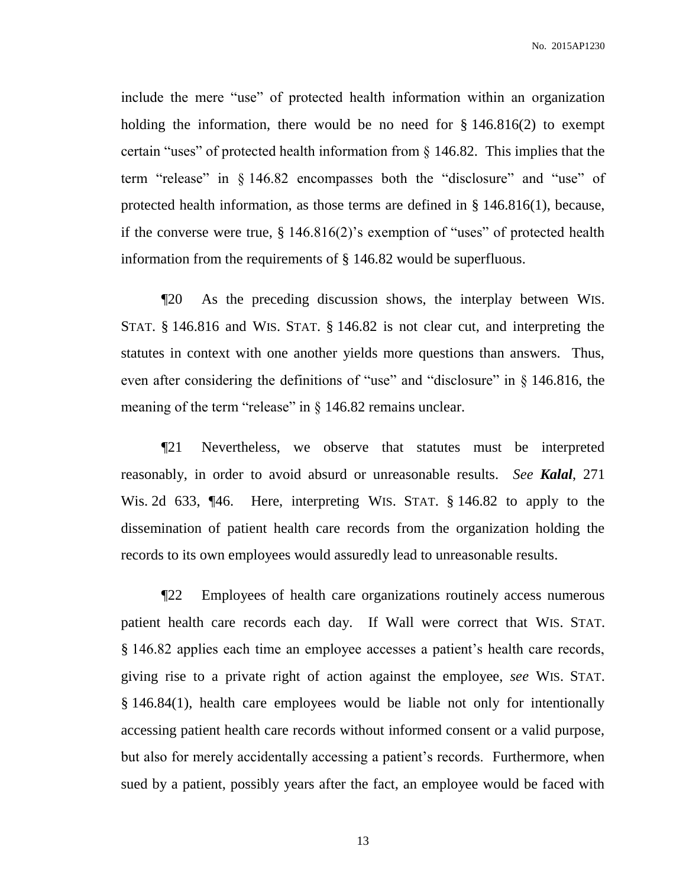include the mere "use" of protected health information within an organization holding the information, there would be no need for § 146.816(2) to exempt certain "uses" of protected health information from § 146.82. This implies that the term "release" in § 146.82 encompasses both the "disclosure" and "use" of protected health information, as those terms are defined in § 146.816(1), because, if the converse were true, § 146.816(2)'s exemption of "uses" of protected health information from the requirements of § 146.82 would be superfluous.

¶20 As the preceding discussion shows, the interplay between WIS. STAT. § 146.816 and WIS. STAT. § 146.82 is not clear cut, and interpreting the statutes in context with one another yields more questions than answers. Thus, even after considering the definitions of "use" and "disclosure" in § 146.816, the meaning of the term "release" in § 146.82 remains unclear.

¶21 Nevertheless, we observe that statutes must be interpreted reasonably, in order to avoid absurd or unreasonable results. *See* ***Kalal***, 271 Wis. 2d 633, ¶46. Here, interpreting WIS. STAT. § 146.82 to apply to the dissemination of patient health care records from the organization holding the records to its own employees would assuredly lead to unreasonable results.

¶22 Employees of health care organizations routinely access numerous patient health care records each day. If Wall were correct that WIS. STAT. § 146.82 applies each time an employee accesses a patient's health care records, giving rise to a private right of action against the employee, *see* WIS. STAT. § 146.84(1), health care employees would be liable not only for intentionally accessing patient health care records without informed consent or a valid purpose, but also for merely accidentally accessing a patient's records. Furthermore, when sued by a patient, possibly years after the fact, an employee would be faced with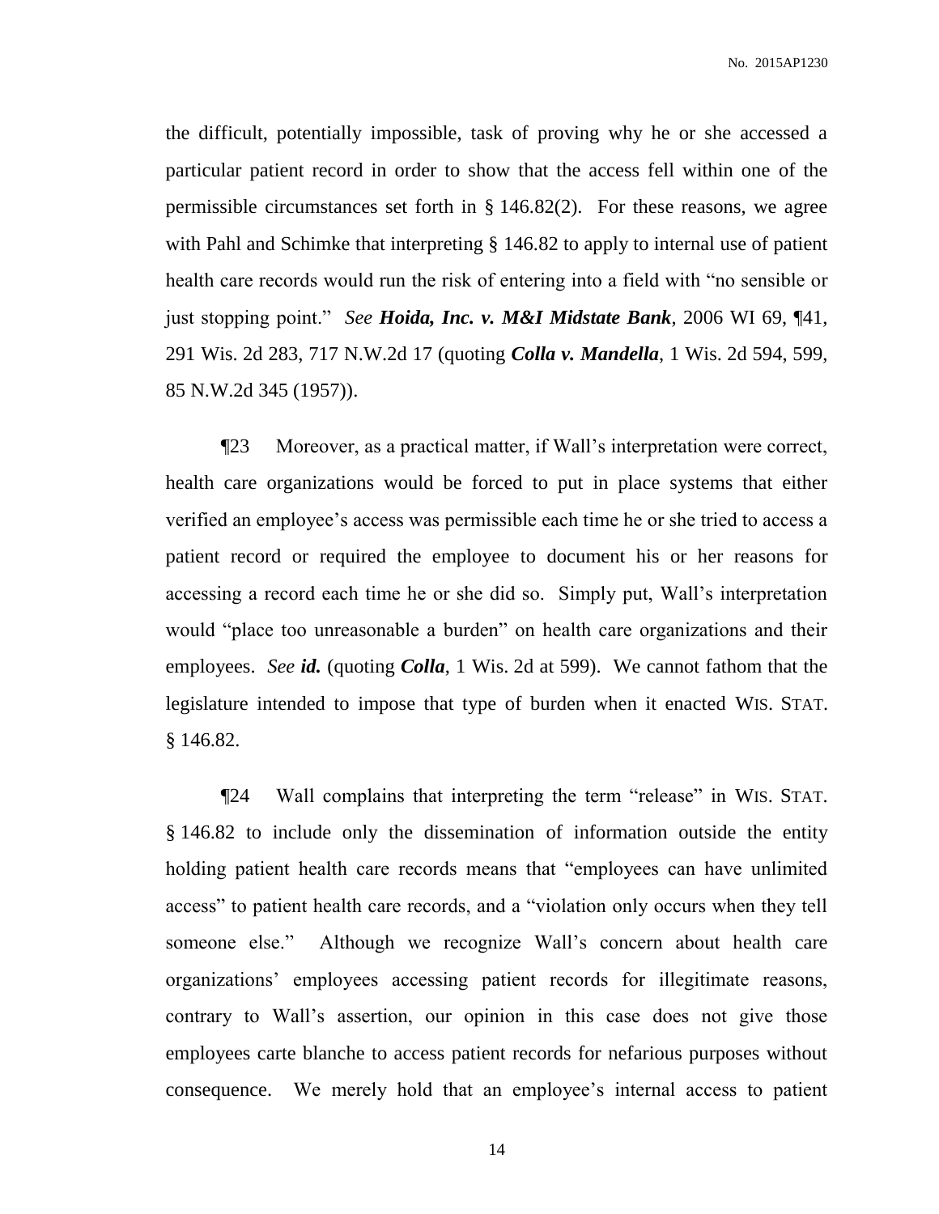the difficult, potentially impossible, task of proving why he or she accessed a particular patient record in order to show that the access fell within one of the permissible circumstances set forth in § 146.82(2). For these reasons, we agree with Pahl and Schimke that interpreting § 146.82 to apply to internal use of patient health care records would run the risk of entering into a field with "no sensible or just stopping point." *See* ***Hoida, Inc. v. M&I Midstate Bank***, 2006 WI 69, ¶41, 291 Wis. 2d 283, 717 N.W.2d 17 (quoting ***Colla v. Mandella***, 1 Wis. 2d 594, 599, 85 N.W.2d 345 (1957)).

¶23 Moreover, as a practical matter, if Wall's interpretation were correct, health care organizations would be forced to put in place systems that either verified an employee's access was permissible each time he or she tried to access a patient record or required the employee to document his or her reasons for accessing a record each time he or she did so. Simply put, Wall's interpretation would "place too unreasonable a burden" on health care organizations and their employees. *See* ***id.*** (quoting ***Colla***, 1 Wis. 2d at 599). We cannot fathom that the legislature intended to impose that type of burden when it enacted WIS. STAT. § 146.82.

¶24 Wall complains that interpreting the term "release" in WIS. STAT. § 146.82 to include only the dissemination of information outside the entity holding patient health care records means that "employees can have unlimited access" to patient health care records, and a "violation only occurs when they tell someone else." Although we recognize Wall's concern about health care organizations' employees accessing patient records for illegitimate reasons, contrary to Wall's assertion, our opinion in this case does not give those employees carte blanche to access patient records for nefarious purposes without consequence. We merely hold that an employee's internal access to patient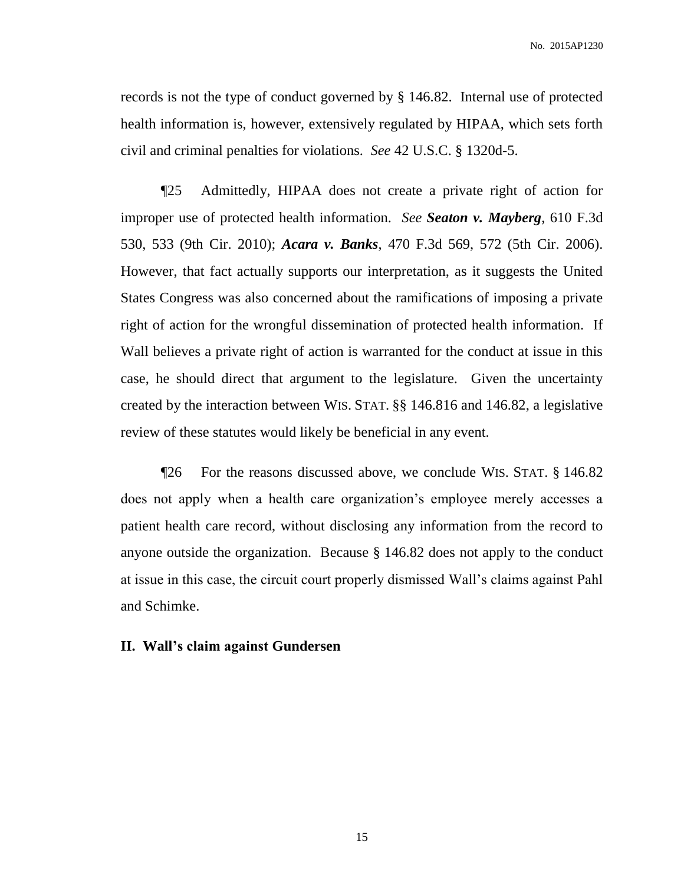records is not the type of conduct governed by § 146.82. Internal use of protected health information is, however, extensively regulated by HIPAA, which sets forth civil and criminal penalties for violations. *See* 42 U.S.C. § 1320d-5.

¶25 Admittedly, HIPAA does not create a private right of action for improper use of protected health information. *See* ***Seaton v. Mayberg***, 610 F.3d 530, 533 (9th Cir. 2010); ***Acara v. Banks***, 470 F.3d 569, 572 (5th Cir. 2006). However, that fact actually supports our interpretation, as it suggests the United States Congress was also concerned about the ramifications of imposing a private right of action for the wrongful dissemination of protected health information. If Wall believes a private right of action is warranted for the conduct at issue in this case, he should direct that argument to the legislature. Given the uncertainty created by the interaction between WIS. STAT. §§ 146.816 and 146.82, a legislative review of these statutes would likely be beneficial in any event.

¶26 For the reasons discussed above, we conclude WIS. STAT. § 146.82 does not apply when a health care organization's employee merely accesses a patient health care record, without disclosing any information from the record to anyone outside the organization. Because § 146.82 does not apply to the conduct at issue in this case, the circuit court properly dismissed Wall's claims against Pahl and Schimke.

## II. Wall's claim against Gundersen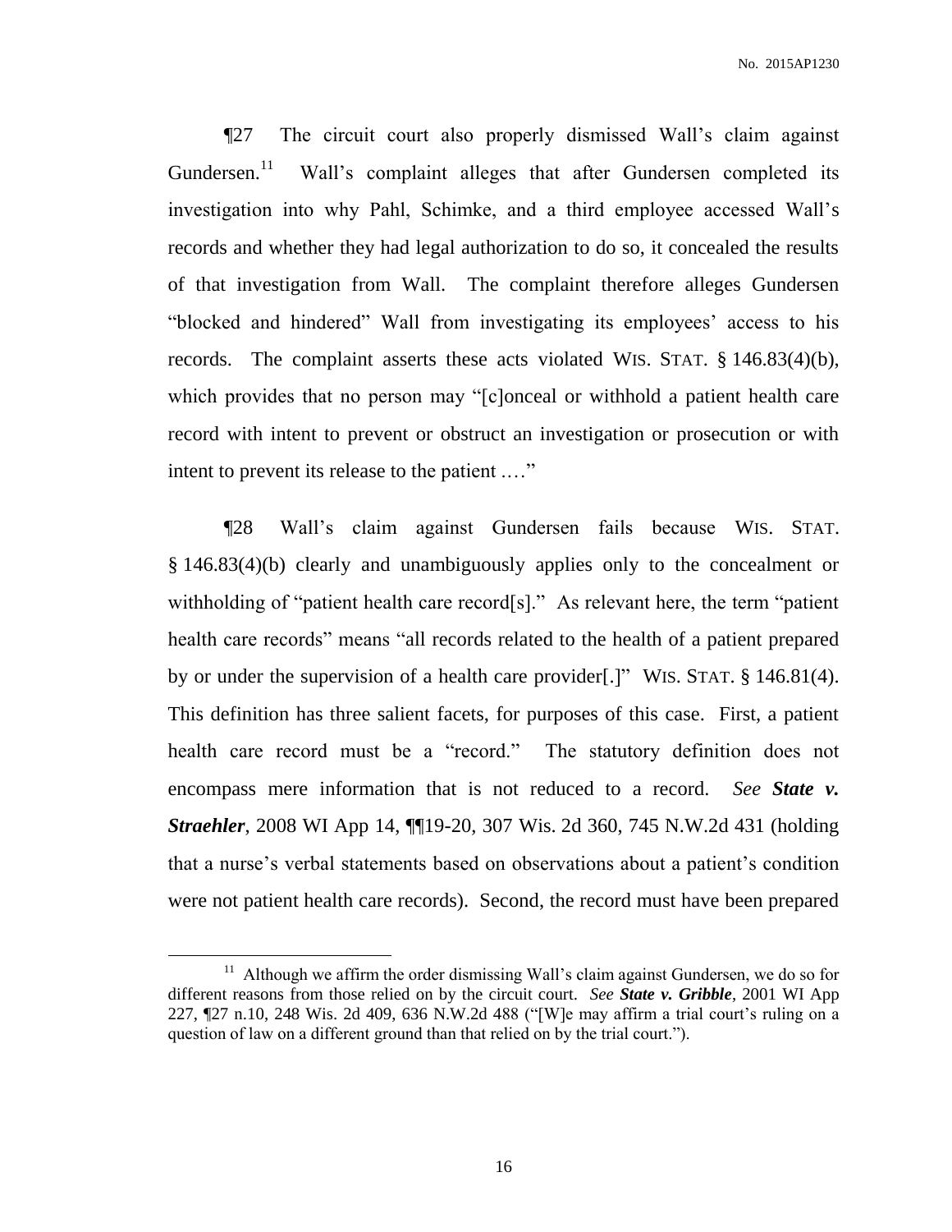¶27 The circuit court also properly dismissed Wall's claim against Gundersen.[11] Wall's complaint alleges that after Gundersen completed its investigation into why Pahl, Schimke, and a third employee accessed Wall's records and whether they had legal authorization to do so, it concealed the results of that investigation from Wall. The complaint therefore alleges Gundersen "blocked and hindered" Wall from investigating its employees' access to his records. The complaint asserts these acts violated WIS. STAT. § 146.83(4)(b), which provides that no person may "[c]onceal or withhold a patient health care record with intent to prevent or obstruct an investigation or prosecution or with intent to prevent its release to the patient …."

¶28 Wall's claim against Gundersen fails because WIS. STAT. § 146.83(4)(b) clearly and unambiguously applies only to the concealment or withholding of "patient health care record[s]." As relevant here, the term "patient health care records" means "all records related to the health of a patient prepared by or under the supervision of a health care provider[.]" WIS. STAT. § 146.81(4). This definition has three salient facets, for purposes of this case. First, a patient health care record must be a "record." The statutory definition does not encompass mere information that is not reduced to a record. *See **State v. Straehler***, 2008 WI App 14, ¶¶19-20, 307 Wis. 2d 360, 745 N.W.2d 431 (holding that a nurse's verbal statements based on observations about a patient's condition were not patient health care records). Second, the record must have been prepared

---

[11] Although we affirm the order dismissing Wall's claim against Gundersen, we do so for different reasons from those relied on by the circuit court. *See **State v. Gribble***, 2001 WI App 227, ¶27 n.10, 248 Wis. 2d 409, 636 N.W.2d 488 ("[W]e may affirm a trial court's ruling on a question of law on a different ground than that relied on by the trial court.").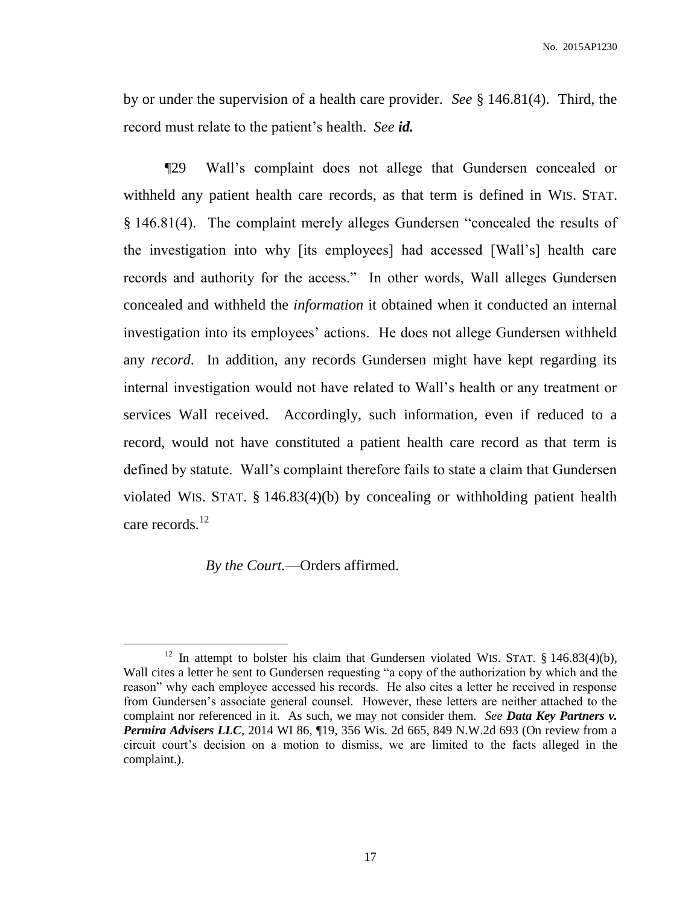by or under the supervision of a health care provider. *See* § 146.81(4). Third, the record must relate to the patient's health. *See* ***id.***

¶29 Wall's complaint does not allege that Gundersen concealed or withheld any patient health care records, as that term is defined in WIS. STAT. § 146.81(4). The complaint merely alleges Gundersen "concealed the results of the investigation into why [its employees] had accessed [Wall's] health care records and authority for the access." In other words, Wall alleges Gundersen concealed and withheld the *information* it obtained when it conducted an internal investigation into its employees' actions. He does not allege Gundersen withheld any *record*. In addition, any records Gundersen might have kept regarding its internal investigation would not have related to Wall's health or any treatment or services Wall received. Accordingly, such information, even if reduced to a record, would not have constituted a patient health care record as that term is defined by statute. Wall's complaint therefore fails to state a claim that Gundersen violated WIS. STAT. § 146.83(4)(b) by concealing or withholding patient health care records.[12]

*By the Court.*—Orders affirmed.

---

[12] In attempt to bolster his claim that Gundersen violated WIS. STAT. § 146.83(4)(b), Wall cites a letter he sent to Gundersen requesting "a copy of the authorization by which and the reason" why each employee accessed his records. He also cites a letter he received in response from Gundersen's associate general counsel. However, these letters are neither attached to the complaint nor referenced in it. As such, we may not consider them. *See* ***Data Key Partners v. Permira Advisers LLC***, 2014 WI 86, ¶19, 356 Wis. 2d 665, 849 N.W.2d 693 (On review from a circuit court's decision on a motion to dismiss, we are limited to the facts alleged in the complaint.).